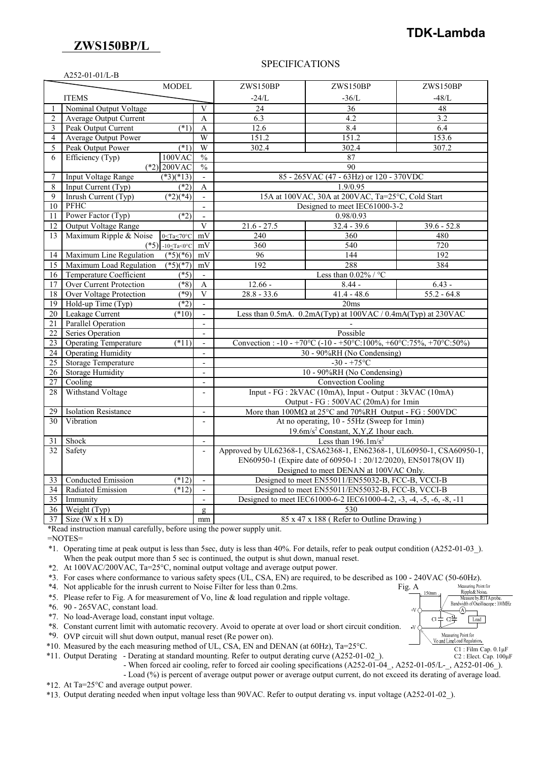# ZWS150BP/L

TDK-Lambda

## SPECIFICATIONS

A252-01-01/L-B

| | ITEMS | | MODEL | ZWS150BP -24/L | ZWS150BP -36/L | ZWS150BP -48/L |
|---|---|---|---|---|---|---|
| 1 | Nominal Output Voltage | | V | 24 | 36 | 48 |
| 2 | Average Output Current | | A | 6.3 | 4.2 | 3.2 |
| 3 | Peak Output Current | (*1) | A | 12.6 | 8.4 | 6.4 |
| 4 | Average Output Power | | W | 151.2 | 151.2 | 153.6 |
| 5 | Peak Output Power | (*1) | W | 302.4 | 302.4 | 307.2 |
| 6 | Efficiency (Typ) (*2) | 100VAC | % | 87 | | |
| | | 200VAC | % | 90 | | |
| 7 | Input Voltage Range | (*3)(*13) | - | 85 - 265VAC (47 - 63Hz) or 120 - 370VDC | | |
| 8 | Input Current (Typ) | (*2) | A | 1.9/0.95 | | |
| 9 | Inrush Current (Typ) | (*2)(*4) | - | 15A at 100VAC, 30A at 200VAC, Ta=25°C, Cold Start | | |
| 10 | PFHC | | - | Designed to meet IEC61000-3-2 | | |
| 11 | Power Factor (Typ) | (*2) | - | 0.98/0.93 | | |
| 12 | Output Voltage Range | | V | 21.6 - 27.5 | 32.4 - 39.6 | 39.6 - 52.8 |
| 13 | Maximum Ripple & Noise (*5) | 0≤Ta≤70°C | mV | 240 | 360 | 480 |
| | | -10≤Ta<0°C | mV | 360 | 540 | 720 |
| 14 | Maximum Line Regulation | (*5)(*6) | mV | 96 | 144 | 192 |
| 15 | Maximum Load Regulation | (*5)(*7) | mV | 192 | 288 | 384 |
| 16 | Temperature Coefficient | (*5) | - | Less than 0.02% / °C | | |
| 17 | Over Current Protection | (*8) | A | 12.66 - | 8.44 - | 6.43 - |
| 18 | Over Voltage Protection | (*9) | V | 28.8 - 33.6 | 41.4 - 48.6 | 55.2 - 64.8 |
| 19 | Hold-up Time (Typ) | (*2) | - | 20ms | | |
| 20 | Leakage Current | (*10) | - | Less than 0.5mA. 0.2mA(Typ) at 100VAC / 0.4mA(Typ) at 230VAC | | |
| 21 | Parallel Operation | | - | - | | |
| 22 | Series Operation | | - | Possible | | |
| 23 | Operating Temperature | (*11) | - | Convection : -10 - +70°C (-10 - +50°C:100%, +60°C:75%, +70°C:50%) | | |
| 24 | Operating Humidity | | - | 30 - 90%RH (No Condensing) | | |
| 25 | Storage Temperature | | - | -30 - +75°C | | |
| 26 | Storage Humidity | | - | 10 - 90%RH (No Condensing) | | |
| 27 | Cooling | | - | Convection Cooling | | |
| 28 | Withstand Voltage | | - | Input - FG : 2kVAC (10mA), Input - Output : 3kVAC (10mA) Output - FG : 500VAC (20mA) for 1min | | |
| 29 | Isolation Resistance | | - | More than 100MΩ at 25°C and 70%RH Output - FG : 500VDC | | |
| 30 | Vibration | | - | At no operating, 10 - 55Hz (Sweep for 1min) 19.6m/s² Constant, X,Y,Z 1hour each. | | |
| 31 | Shock | | - | Less than 196.1m/s² | | |
| 32 | Safety | | - | Approved by UL62368-1, CSA62368-1, EN62368-1, UL60950-1, CSA60950-1, EN60950-1 (Expire date of 60950-1 : 20/12/2020), EN50178(OV II) Designed to meet DENAN at 100VAC Only. | | |
| 33 | Conducted Emission | (*12) | - | Designed to meet EN55011/EN55032-B, FCC-B, VCCI-B | | |
| 34 | Radiated Emission | (*12) | - | Designed to meet EN55011/EN55032-B, FCC-B, VCCI-B | | |
| 35 | Immunity | | - | Designed to meet IEC61000-6-2 IEC61000-4-2, -3, -4, -5, -6, -8, -11 | | |
| 36 | Weight (Typ) | | g | 530 | | |
| 37 | Size (W x H x D) | | mm | 85 x 47 x 188 ( Refer to Outline Drawing ) | | |

*Read instruction manual carefully, before using the power supply unit.

=NOTES=

*1. Operating time at peak output is less than 5sec, duty is less than 40%. For details, refer to peak output condition (A252-01-03_). When the peak output more than 5 sec is continued, the output is shut down, manual reset.

*2. At 100VAC/200VAC, Ta=25°C, nominal output voltage and average output power.

*3. For cases where conformance to various safety specs (UL, CSA, EN) are required, to be described as 100 - 240VAC (50-60Hz).

*4. Not applicable for the inrush current to Noise Filter for less than 0.2ms.

*5. Please refer to Fig. A for measurement of Vo, line & load regulation and ripple voltage.

*6. 90 - 265VAC, constant load.

*7. No load-Average load, constant input voltage.

*8. Constant current limit with automatic recovery. Avoid to operate at over load or short circuit condition.

*9. OVP circuit will shut down output, manual reset (Re power on).

*10. Measured by the each measuring method of UL, CSA, EN and DENAN (at 60Hz), Ta=25°C.

*11. Output Derating - Derating at standard mounting. Refer to output derating curve (A252-01-02_).
- When forced air cooling, refer to forced air cooling specifications (A252-01-04_, A252-01-05/L-_, A252-01-06_).
- Load (%) is percent of average output power or average output current, do not exceed its derating of average load.

*12. At Ta=25°C and average output power.

*13. Output derating needed when input voltage less than 90VAC. Refer to output derating vs. input voltage (A252-01-02_).

Fig. A

150mm; Measuring Point for Ripple&Noise. Measure by JEITA probe. Bandwidth of Oscilloscope : 100MHz; +V; -V; C1; C2; Load; Measuring Point for Vo and Line/Load Regulation.

C1 : Film Cap. 0.1μF
C2 : Elect. Cap. 100μF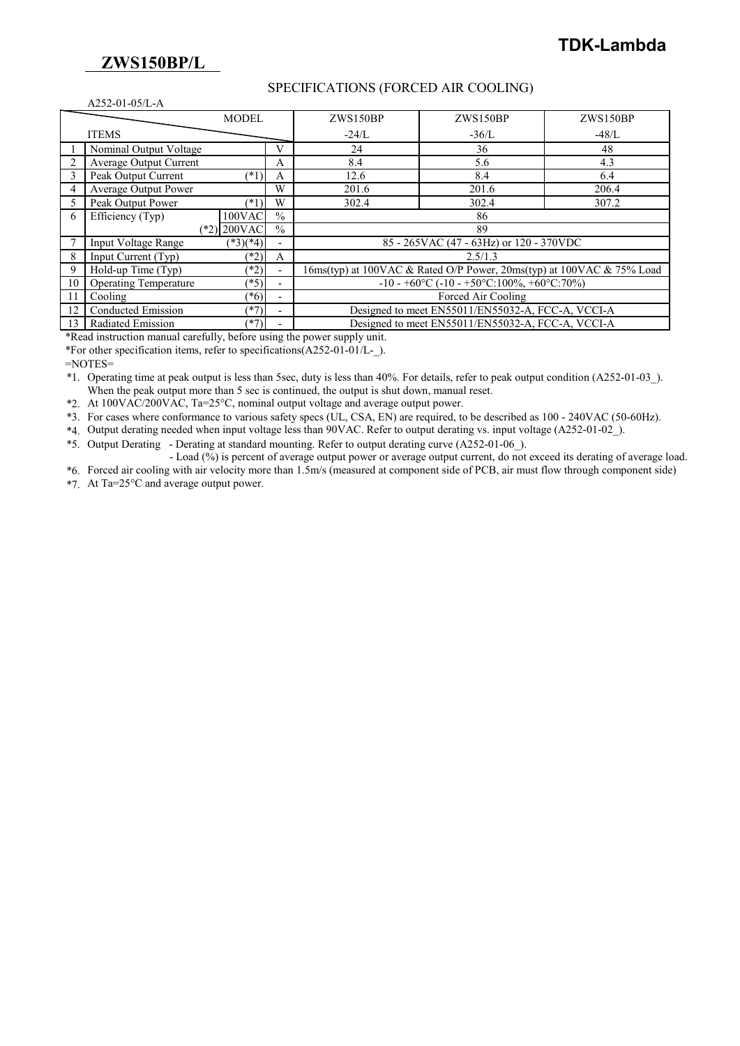# ZWS150BP/L

**TDK-Lambda**

SPECIFICATIONS (FORCED AIR COOLING)

A252-01-05/L-A

| | ITEMS | | MODEL | ZWS150BP -24/L | ZWS150BP -36/L | ZWS150BP -48/L |
|---|---|---|---|---|---|---|
| 1 | Nominal Output Voltage | | V | 24 | 36 | 48 |
| 2 | Average Output Current | | A | 8.4 | 5.6 | 4.3 |
| 3 | Peak Output Current | (*1) | A | 12.6 | 8.4 | 6.4 |
| 4 | Average Output Power | | W | 201.6 | 201.6 | 206.4 |
| 5 | Peak Output Power | (*1) | W | 302.4 | 302.4 | 307.2 |
| 6 | Efficiency (Typ) | 100VAC | % | 86 | | |
| | (*2) | 200VAC | % | 89 | | |
| 7 | Input Voltage Range | (*3)(*4) | - | 85 - 265VAC (47 - 63Hz) or 120 - 370VDC | | |
| 8 | Input Current (Typ) | (*2) | A | 2.5/1.3 | | |
| 9 | Hold-up Time (Typ) | (*2) | - | 16ms(typ) at 100VAC & Rated O/P Power, 20ms(typ) at 100VAC & 75% Load | | |
| 10 | Operating Temperature | (*5) | - | -10 - +60°C (-10 - +50°C:100%, +60°C:70%) | | |
| 11 | Cooling | (*6) | - | Forced Air Cooling | | |
| 12 | Conducted Emission | (*7) | - | Designed to meet EN55011/EN55032-A, FCC-A, VCCI-A | | |
| 13 | Radiated Emission | (*7) | - | Designed to meet EN55011/EN55032-A, FCC-A, VCCI-A | | |

*Read instruction manual carefully, before using the power supply unit.

*For other specification items, refer to specifications(A252-01-01/L-_).

=NOTES=

*1. Operating time at peak output is less than 5sec, duty is less than 40%. For details, refer to peak output condition (A252-01-03_). When the peak output more than 5 sec is continued, the output is shut down, manual reset.

*2. At 100VAC/200VAC, Ta=25°C, nominal output voltage and average output power.

*3. For cases where conformance to various safety specs (UL, CSA, EN) are required, to be described as 100 - 240VAC (50-60Hz).

*4. Output derating needed when input voltage less than 90VAC. Refer to output derating vs. input voltage (A252-01-02_).

*5. Output Derating - Derating at standard mounting. Refer to output derating curve (A252-01-06_).
- Load (%) is percent of average output power or average output current, do not exceed its derating of average load.

*6. Forced air cooling with air velocity more than 1.5m/s (measured at component side of PCB, air must flow through component side)

*7. At Ta=25°C and average output power.